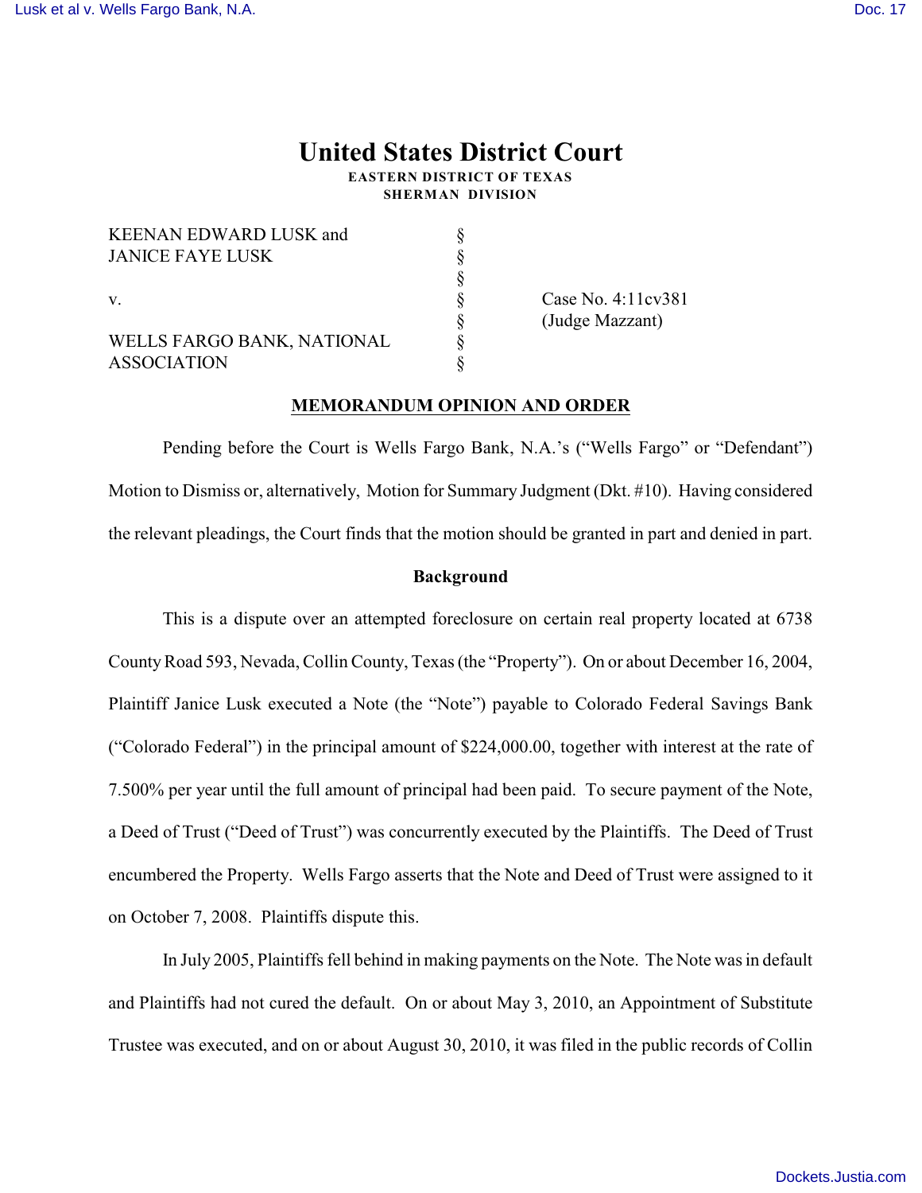# United States District Court

**EASTERN DISTRICT OF TEXAS**
**SHERMAN DIVISION**

| | | |
|---|---|---|
| KEENAN EDWARD LUSK and JANICE FAYE LUSK | § | |
| | § | |
| v. | § | Case No. 4:11cv381 |
| | § | (Judge Mazzant) |
| WELLS FARGO BANK, NATIONAL ASSOCIATION | § | |

**MEMORANDUM OPINION AND ORDER**

Pending before the Court is Wells Fargo Bank, N.A.'s ("Wells Fargo" or "Defendant") Motion to Dismiss or, alternatively, Motion for Summary Judgment (Dkt. #10). Having considered the relevant pleadings, the Court finds that the motion should be granted in part and denied in part.

**Background**

This is a dispute over an attempted foreclosure on certain real property located at 6738 County Road 593, Nevada, Collin County, Texas (the "Property"). On or about December 16, 2004, Plaintiff Janice Lusk executed a Note (the "Note") payable to Colorado Federal Savings Bank ("Colorado Federal") in the principal amount of $224,000.00, together with interest at the rate of 7.500% per year until the full amount of principal had been paid. To secure payment of the Note, a Deed of Trust ("Deed of Trust") was concurrently executed by the Plaintiffs. The Deed of Trust encumbered the Property. Wells Fargo asserts that the Note and Deed of Trust were assigned to it on October 7, 2008. Plaintiffs dispute this.

In July 2005, Plaintiffs fell behind in making payments on the Note. The Note was in default and Plaintiffs had not cured the default. On or about May 3, 2010, an Appointment of Substitute Trustee was executed, and on or about August 30, 2010, it was filed in the public records of Collin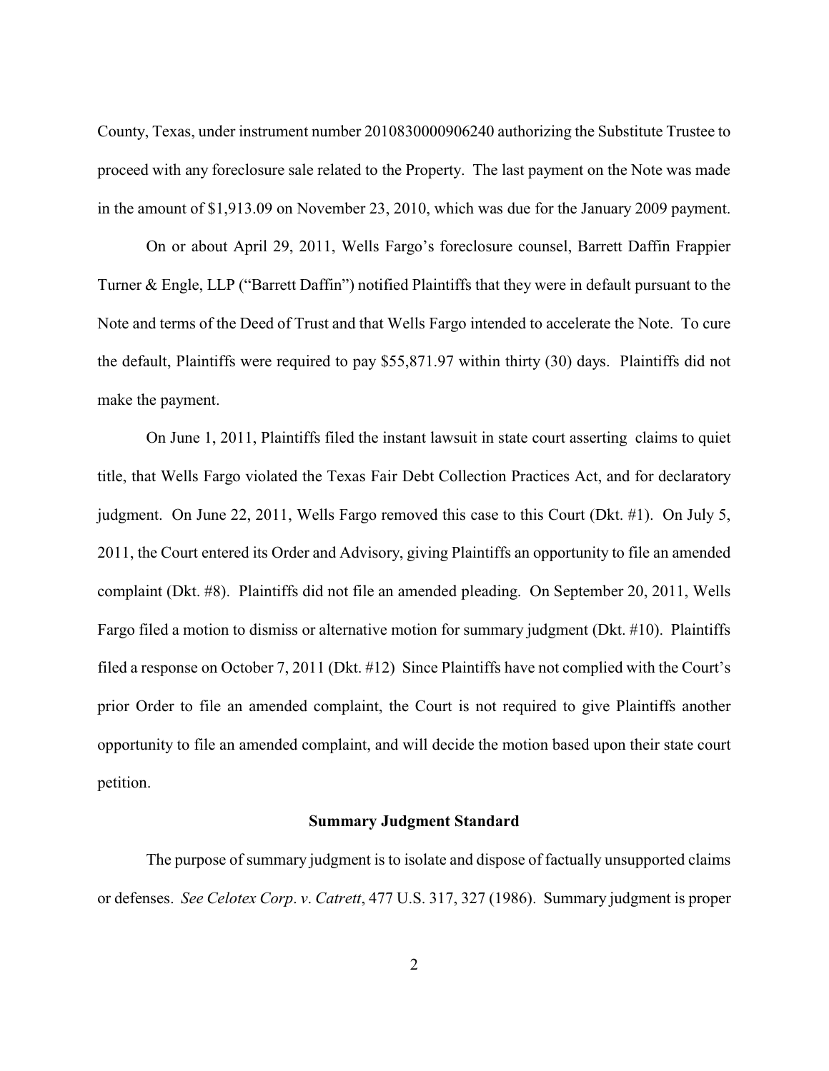County, Texas, under instrument number 2010830000906240 authorizing the Substitute Trustee to proceed with any foreclosure sale related to the Property. The last payment on the Note was made in the amount of $1,913.09 on November 23, 2010, which was due for the January 2009 payment.

On or about April 29, 2011, Wells Fargo's foreclosure counsel, Barrett Daffin Frappier Turner & Engle, LLP ("Barrett Daffin") notified Plaintiffs that they were in default pursuant to the Note and terms of the Deed of Trust and that Wells Fargo intended to accelerate the Note. To cure the default, Plaintiffs were required to pay $55,871.97 within thirty (30) days. Plaintiffs did not make the payment.

On June 1, 2011, Plaintiffs filed the instant lawsuit in state court asserting claims to quiet title, that Wells Fargo violated the Texas Fair Debt Collection Practices Act, and for declaratory judgment. On June 22, 2011, Wells Fargo removed this case to this Court (Dkt. #1). On July 5, 2011, the Court entered its Order and Advisory, giving Plaintiffs an opportunity to file an amended complaint (Dkt. #8). Plaintiffs did not file an amended pleading. On September 20, 2011, Wells Fargo filed a motion to dismiss or alternative motion for summary judgment (Dkt. #10). Plaintiffs filed a response on October 7, 2011 (Dkt. #12) Since Plaintiffs have not complied with the Court's prior Order to file an amended complaint, the Court is not required to give Plaintiffs another opportunity to file an amended complaint, and will decide the motion based upon their state court petition.

## Summary Judgment Standard

The purpose of summary judgment is to isolate and dispose of factually unsupported claims or defenses. *See Celotex Corp. v. Catrett*, 477 U.S. 317, 327 (1986). Summary judgment is proper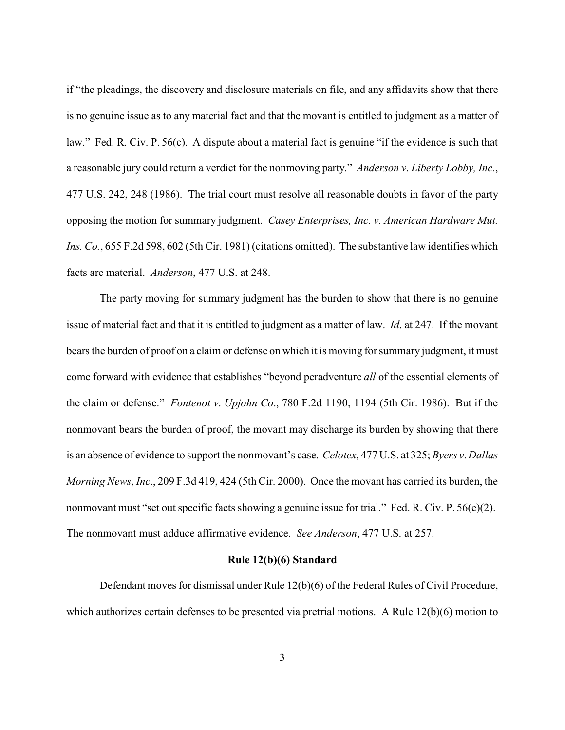if "the pleadings, the discovery and disclosure materials on file, and any affidavits show that there is no genuine issue as to any material fact and that the movant is entitled to judgment as a matter of law." Fed. R. Civ. P. 56(c). A dispute about a material fact is genuine "if the evidence is such that a reasonable jury could return a verdict for the nonmoving party." *Anderson v. Liberty Lobby, Inc.*, 477 U.S. 242, 248 (1986). The trial court must resolve all reasonable doubts in favor of the party opposing the motion for summary judgment. *Casey Enterprises, Inc. v. American Hardware Mut. Ins. Co.*, 655 F.2d 598, 602 (5th Cir. 1981) (citations omitted). The substantive law identifies which facts are material. *Anderson*, 477 U.S. at 248.

The party moving for summary judgment has the burden to show that there is no genuine issue of material fact and that it is entitled to judgment as a matter of law. *Id*. at 247. If the movant bears the burden of proof on a claim or defense on which it is moving for summary judgment, it must come forward with evidence that establishes "beyond peradventure *all* of the essential elements of the claim or defense." *Fontenot v. Upjohn Co*., 780 F.2d 1190, 1194 (5th Cir. 1986). But if the nonmovant bears the burden of proof, the movant may discharge its burden by showing that there is an absence of evidence to support the nonmovant's case. *Celotex*, 477 U.S. at 325; *Byers v. Dallas Morning News, Inc*., 209 F.3d 419, 424 (5th Cir. 2000). Once the movant has carried its burden, the nonmovant must "set out specific facts showing a genuine issue for trial." Fed. R. Civ. P. 56(e)(2). The nonmovant must adduce affirmative evidence. *See Anderson*, 477 U.S. at 257.

**Rule 12(b)(6) Standard**

Defendant moves for dismissal under Rule 12(b)(6) of the Federal Rules of Civil Procedure, which authorizes certain defenses to be presented via pretrial motions. A Rule 12(b)(6) motion to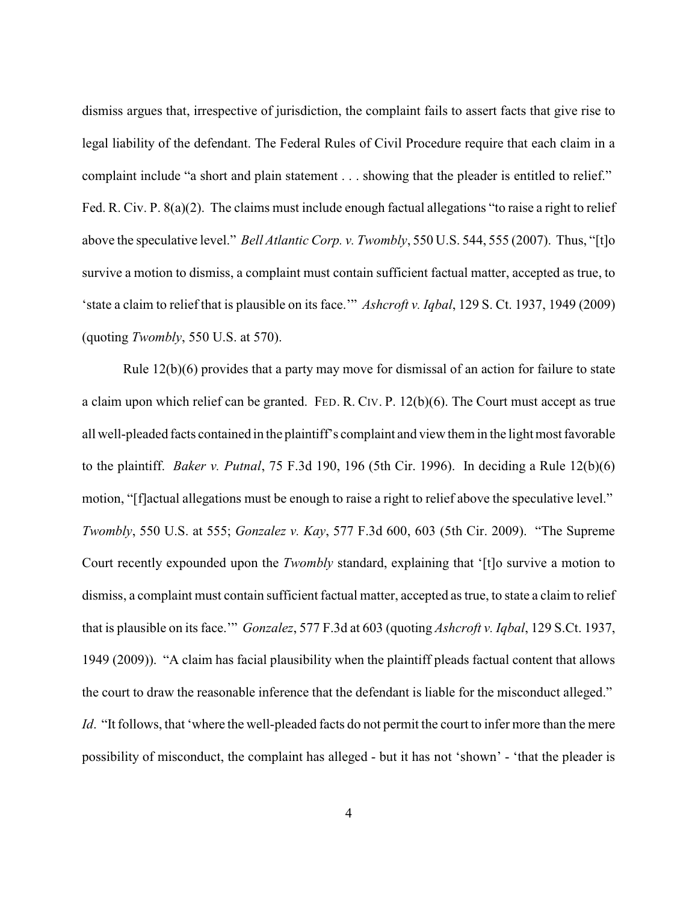dismiss argues that, irrespective of jurisdiction, the complaint fails to assert facts that give rise to legal liability of the defendant. The Federal Rules of Civil Procedure require that each claim in a complaint include "a short and plain statement . . . showing that the pleader is entitled to relief." Fed. R. Civ. P. 8(a)(2). The claims must include enough factual allegations "to raise a right to relief above the speculative level." *Bell Atlantic Corp. v. Twombly*, 550 U.S. 544, 555 (2007). Thus, "[t]o survive a motion to dismiss, a complaint must contain sufficient factual matter, accepted as true, to 'state a claim to relief that is plausible on its face.'" *Ashcroft v. Iqbal*, 129 S. Ct. 1937, 1949 (2009) (quoting *Twombly*, 550 U.S. at 570).

Rule 12(b)(6) provides that a party may move for dismissal of an action for failure to state a claim upon which relief can be granted. FED. R. CIV. P. 12(b)(6). The Court must accept as true all well-pleaded facts contained in the plaintiff's complaint and view them in the light most favorable to the plaintiff. *Baker v. Putnal*, 75 F.3d 190, 196 (5th Cir. 1996). In deciding a Rule 12(b)(6) motion, "[f]actual allegations must be enough to raise a right to relief above the speculative level." *Twombly*, 550 U.S. at 555; *Gonzalez v. Kay*, 577 F.3d 600, 603 (5th Cir. 2009). "The Supreme Court recently expounded upon the *Twombly* standard, explaining that '[t]o survive a motion to dismiss, a complaint must contain sufficient factual matter, accepted as true, to state a claim to relief that is plausible on its face.'" *Gonzalez*, 577 F.3d at 603 (quoting *Ashcroft v. Iqbal*, 129 S.Ct. 1937, 1949 (2009)). "A claim has facial plausibility when the plaintiff pleads factual content that allows the court to draw the reasonable inference that the defendant is liable for the misconduct alleged." *Id*. "It follows, that 'where the well-pleaded facts do not permit the court to infer more than the mere possibility of misconduct, the complaint has alleged - but it has not 'shown' - 'that the pleader is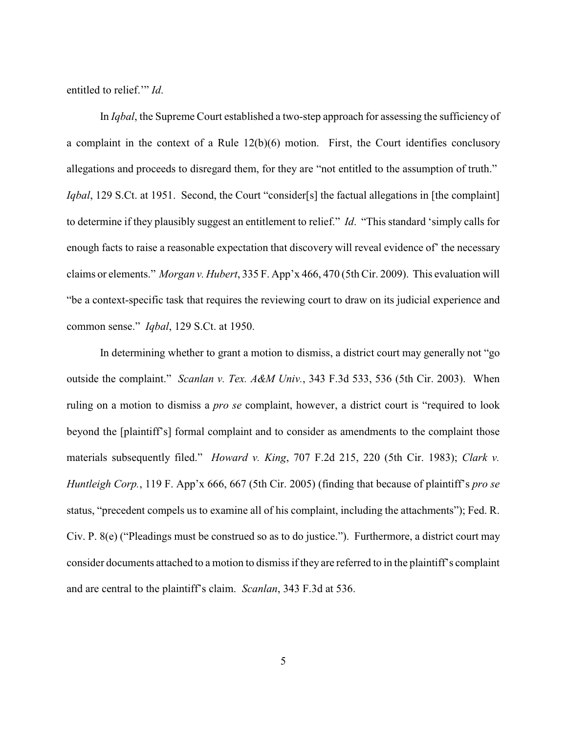entitled to relief.'" *Id.*

In *Iqbal*, the Supreme Court established a two-step approach for assessing the sufficiency of a complaint in the context of a Rule 12(b)(6) motion. First, the Court identifies conclusory allegations and proceeds to disregard them, for they are "not entitled to the assumption of truth." *Iqbal*, 129 S.Ct. at 1951. Second, the Court "consider[s] the factual allegations in [the complaint] to determine if they plausibly suggest an entitlement to relief." *Id*. "This standard 'simply calls for enough facts to raise a reasonable expectation that discovery will reveal evidence of' the necessary claims or elements." *Morgan v. Hubert*, 335 F. App'x 466, 470 (5th Cir. 2009). This evaluation will "be a context-specific task that requires the reviewing court to draw on its judicial experience and common sense." *Iqbal*, 129 S.Ct. at 1950.

In determining whether to grant a motion to dismiss, a district court may generally not "go outside the complaint." *Scanlan v. Tex. A&M Univ.*, 343 F.3d 533, 536 (5th Cir. 2003). When ruling on a motion to dismiss a *pro se* complaint, however, a district court is "required to look beyond the [plaintiff's] formal complaint and to consider as amendments to the complaint those materials subsequently filed." *Howard v. King*, 707 F.2d 215, 220 (5th Cir. 1983); *Clark v. Huntleigh Corp.*, 119 F. App'x 666, 667 (5th Cir. 2005) (finding that because of plaintiff's *pro se* status, "precedent compels us to examine all of his complaint, including the attachments"); Fed. R. Civ. P. 8(e) ("Pleadings must be construed so as to do justice."). Furthermore, a district court may consider documents attached to a motion to dismiss if they are referred to in the plaintiff's complaint and are central to the plaintiff's claim. *Scanlan*, 343 F.3d at 536.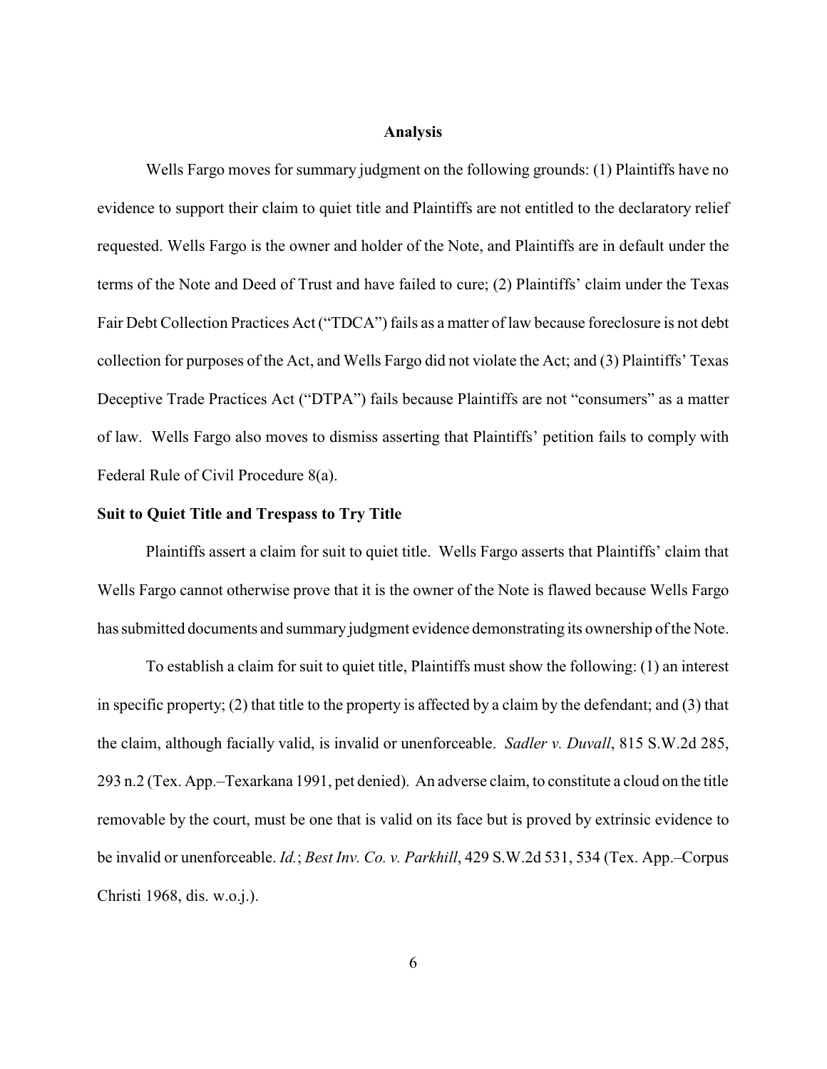## Analysis

Wells Fargo moves for summary judgment on the following grounds: (1) Plaintiffs have no evidence to support their claim to quiet title and Plaintiffs are not entitled to the declaratory relief requested. Wells Fargo is the owner and holder of the Note, and Plaintiffs are in default under the terms of the Note and Deed of Trust and have failed to cure; (2) Plaintiffs' claim under the Texas Fair Debt Collection Practices Act ("TDCA") fails as a matter of law because foreclosure is not debt collection for purposes of the Act, and Wells Fargo did not violate the Act; and (3) Plaintiffs' Texas Deceptive Trade Practices Act ("DTPA") fails because Plaintiffs are not "consumers" as a matter of law. Wells Fargo also moves to dismiss asserting that Plaintiffs' petition fails to comply with Federal Rule of Civil Procedure 8(a).

### Suit to Quiet Title and Trespass to Try Title

Plaintiffs assert a claim for suit to quiet title. Wells Fargo asserts that Plaintiffs' claim that Wells Fargo cannot otherwise prove that it is the owner of the Note is flawed because Wells Fargo has submitted documents and summary judgment evidence demonstrating its ownership of the Note.

To establish a claim for suit to quiet title, Plaintiffs must show the following: (1) an interest in specific property; (2) that title to the property is affected by a claim by the defendant; and (3) that the claim, although facially valid, is invalid or unenforceable. *Sadler v. Duvall*, 815 S.W.2d 285, 293 n.2 (Tex. App.–Texarkana 1991, pet denied). An adverse claim, to constitute a cloud on the title removable by the court, must be one that is valid on its face but is proved by extrinsic evidence to be invalid or unenforceable. *Id.*; *Best Inv. Co. v. Parkhill*, 429 S.W.2d 531, 534 (Tex. App.–Corpus Christi 1968, dis. w.o.j.).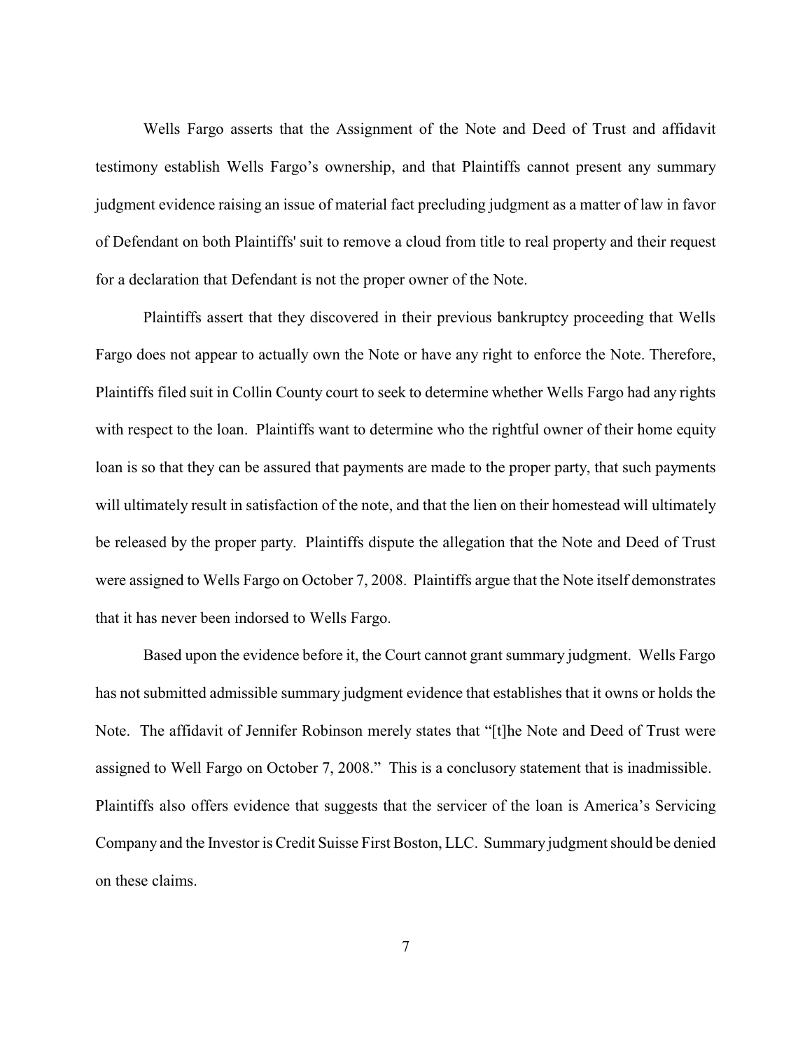Wells Fargo asserts that the Assignment of the Note and Deed of Trust and affidavit testimony establish Wells Fargo's ownership, and that Plaintiffs cannot present any summary judgment evidence raising an issue of material fact precluding judgment as a matter of law in favor of Defendant on both Plaintiffs' suit to remove a cloud from title to real property and their request for a declaration that Defendant is not the proper owner of the Note.

Plaintiffs assert that they discovered in their previous bankruptcy proceeding that Wells Fargo does not appear to actually own the Note or have any right to enforce the Note. Therefore, Plaintiffs filed suit in Collin County court to seek to determine whether Wells Fargo had any rights with respect to the loan. Plaintiffs want to determine who the rightful owner of their home equity loan is so that they can be assured that payments are made to the proper party, that such payments will ultimately result in satisfaction of the note, and that the lien on their homestead will ultimately be released by the proper party. Plaintiffs dispute the allegation that the Note and Deed of Trust were assigned to Wells Fargo on October 7, 2008. Plaintiffs argue that the Note itself demonstrates that it has never been indorsed to Wells Fargo.

Based upon the evidence before it, the Court cannot grant summary judgment. Wells Fargo has not submitted admissible summary judgment evidence that establishes that it owns or holds the Note. The affidavit of Jennifer Robinson merely states that "[t]he Note and Deed of Trust were assigned to Well Fargo on October 7, 2008." This is a conclusory statement that is inadmissible. Plaintiffs also offers evidence that suggests that the servicer of the loan is America's Servicing Company and the Investor is Credit Suisse First Boston, LLC. Summary judgment should be denied on these claims.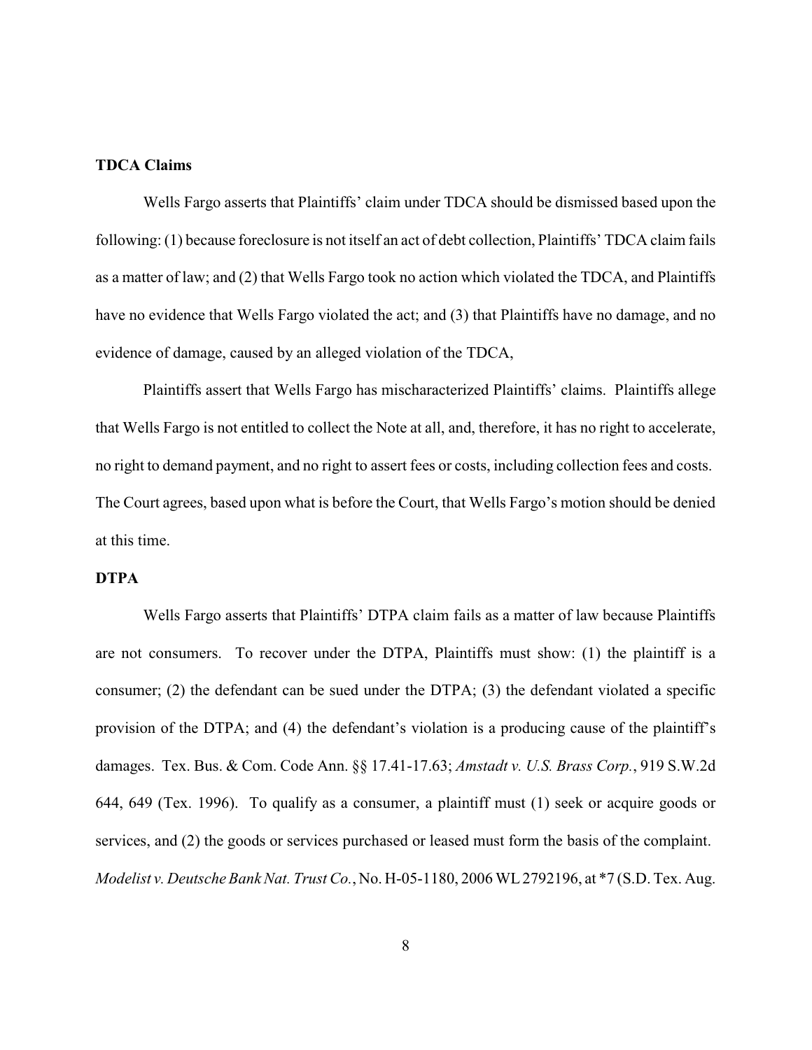**TDCA Claims**

Wells Fargo asserts that Plaintiffs' claim under TDCA should be dismissed based upon the following: (1) because foreclosure is not itself an act of debt collection, Plaintiffs' TDCA claim fails as a matter of law; and (2) that Wells Fargo took no action which violated the TDCA, and Plaintiffs have no evidence that Wells Fargo violated the act; and (3) that Plaintiffs have no damage, and no evidence of damage, caused by an alleged violation of the TDCA,

Plaintiffs assert that Wells Fargo has mischaracterized Plaintiffs' claims. Plaintiffs allege that Wells Fargo is not entitled to collect the Note at all, and, therefore, it has no right to accelerate, no right to demand payment, and no right to assert fees or costs, including collection fees and costs. The Court agrees, based upon what is before the Court, that Wells Fargo's motion should be denied at this time.

**DTPA**

Wells Fargo asserts that Plaintiffs' DTPA claim fails as a matter of law because Plaintiffs are not consumers. To recover under the DTPA, Plaintiffs must show: (1) the plaintiff is a consumer; (2) the defendant can be sued under the DTPA; (3) the defendant violated a specific provision of the DTPA; and (4) the defendant's violation is a producing cause of the plaintiff's damages. Tex. Bus. & Com. Code Ann. §§ 17.41-17.63; *Amstadt v. U.S. Brass Corp.*, 919 S.W.2d 644, 649 (Tex. 1996). To qualify as a consumer, a plaintiff must (1) seek or acquire goods or services, and (2) the goods or services purchased or leased must form the basis of the complaint. *Modelist v. Deutsche Bank Nat. Trust Co.*, No. H-05-1180, 2006 WL 2792196, at *7 (S.D. Tex. Aug.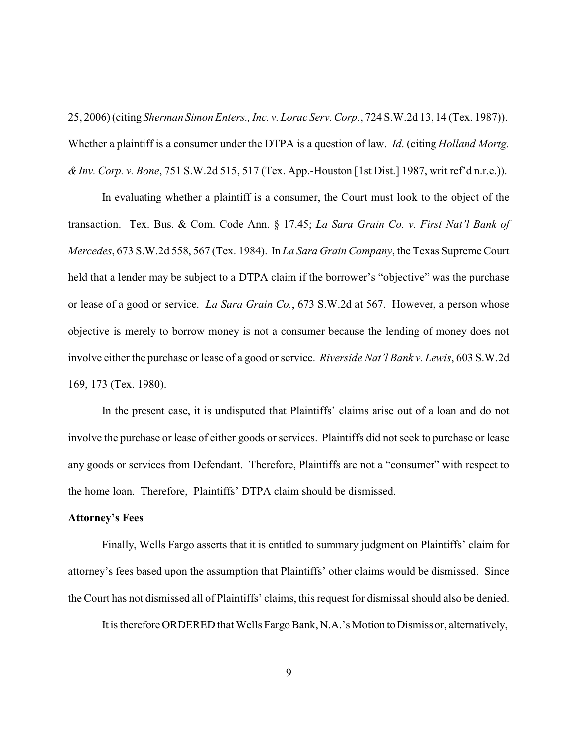25, 2006) (citing *Sherman Simon Enters., Inc. v. Lorac Serv. Corp.*, 724 S.W.2d 13, 14 (Tex. 1987)). Whether a plaintiff is a consumer under the DTPA is a question of law. *Id*. (citing *Holland Mortg. & Inv. Corp. v. Bone*, 751 S.W.2d 515, 517 (Tex. App.-Houston [1st Dist.] 1987, writ ref'd n.r.e.)).

In evaluating whether a plaintiff is a consumer, the Court must look to the object of the transaction. Tex. Bus. & Com. Code Ann. § 17.45; *La Sara Grain Co. v. First Nat'l Bank of Mercedes*, 673 S.W.2d 558, 567 (Tex. 1984). In *La Sara Grain Company*, the Texas Supreme Court held that a lender may be subject to a DTPA claim if the borrower's "objective" was the purchase or lease of a good or service. *La Sara Grain Co.*, 673 S.W.2d at 567. However, a person whose objective is merely to borrow money is not a consumer because the lending of money does not involve either the purchase or lease of a good or service. *Riverside Nat'l Bank v. Lewis*, 603 S.W.2d 169, 173 (Tex. 1980).

In the present case, it is undisputed that Plaintiffs' claims arise out of a loan and do not involve the purchase or lease of either goods or services. Plaintiffs did not seek to purchase or lease any goods or services from Defendant. Therefore, Plaintiffs are not a "consumer" with respect to the home loan. Therefore, Plaintiffs' DTPA claim should be dismissed.

**Attorney's Fees**

Finally, Wells Fargo asserts that it is entitled to summary judgment on Plaintiffs' claim for attorney's fees based upon the assumption that Plaintiffs' other claims would be dismissed. Since the Court has not dismissed all of Plaintiffs' claims, this request for dismissal should also be denied.

It is therefore ORDERED that Wells Fargo Bank, N.A.'s Motion to Dismiss or, alternatively,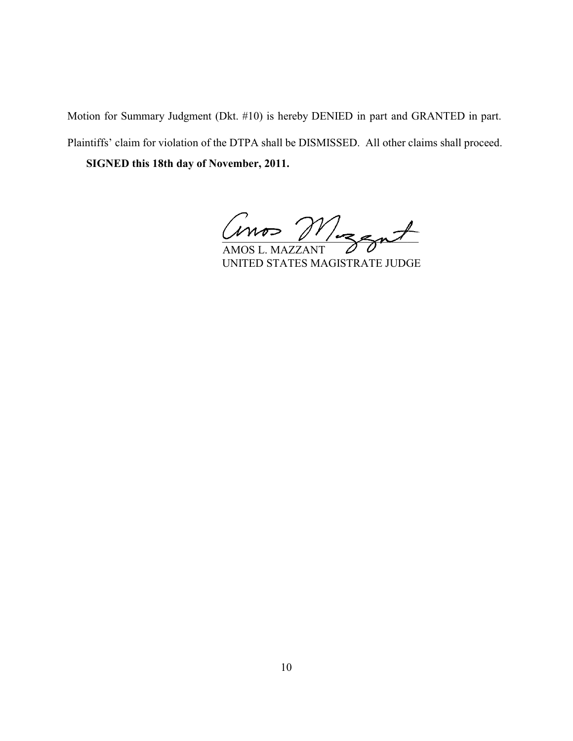Motion for Summary Judgment (Dkt. #10) is hereby DENIED in part and GRANTED in part. Plaintiffs' claim for violation of the DTPA shall be DISMISSED. All other claims shall proceed.

**SIGNED this 18th day of November, 2011.**

AMOS L. MAZZANT
UNITED STATES MAGISTRATE JUDGE